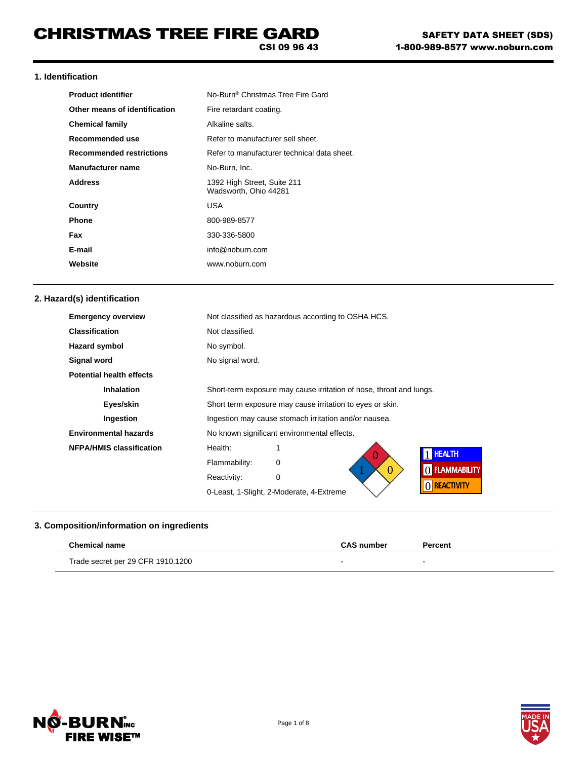# CHRISTMAS TREE FIRE GARD

**CSI 09 96 43**

**SAFETY DATA SHEET (SDS)**
**1-800-989-8577 www.noburn.com**

## 1. Identification

| | |
|---|---|
| **Product identifier** | No-Burn® Christmas Tree Fire Gard |
| **Other means of identification** | Fire retardant coating. |
| **Chemical family** | Alkaline salts. |
| **Recommended use** | Refer to manufacturer sell sheet. |
| **Recommended restrictions** | Refer to manufacturer technical data sheet. |
| **Manufacturer name** | No-Burn, Inc. |
| **Address** | 1392 High Street, Suite 211<br>Wadsworth, Ohio 44281 |
| **Country** | USA |
| **Phone** | 800-989-8577 |
| **Fax** | 330-336-5800 |
| **E-mail** | info@noburn.com |
| **Website** | www.noburn.com |

## 2. Hazard(s) identification

| | |
|---|---|
| **Emergency overview** | Not classified as hazardous according to OSHA HCS. |
| **Classification** | Not classified. |
| **Hazard symbol** | No symbol. |
| **Signal word** | No signal word. |
| **Potential health effects** | |
| **Inhalation** | Short-term exposure may cause irritation of nose, throat and lungs. |
| **Eyes/skin** | Short term exposure may cause irritation to eyes or skin. |
| **Ingestion** | Ingestion may cause stomach irritation and/or nausea. |
| **Environmental hazards** | No known significant environmental effects. |
| **NFPA/HMIS classification** | Health: 1<br>Flammability: 0<br>Reactivity: 0<br>0-Least, 1-Slight, 2-Moderate, 4-Extreme |

NFPA: Health 1, Flammability 0, Reactivity 0

HMIS: 1 HEALTH, 0 FLAMMABILITY, 0 REACTIVITY

## 3. Composition/information on ingredients

| Chemical name | CAS number | Percent |
|---|---|---|
| Trade secret per 29 CFR 1910.1200 | - | - |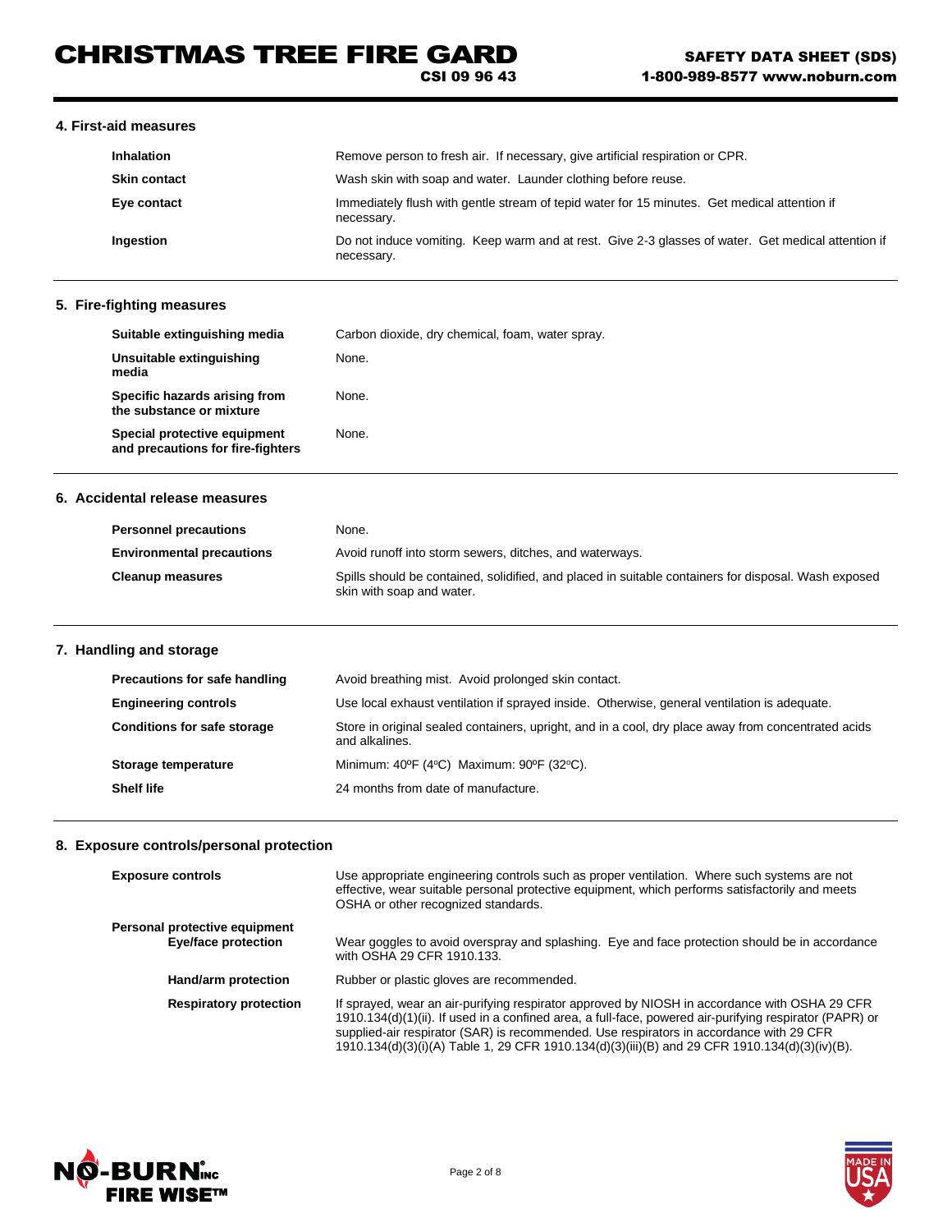## 4. First-aid measures

| | |
|---|---|
| **Inhalation** | Remove person to fresh air. If necessary, give artificial respiration or CPR. |
| **Skin contact** | Wash skin with soap and water. Launder clothing before reuse. |
| **Eye contact** | Immediately flush with gentle stream of tepid water for 15 minutes. Get medical attention if necessary. |
| **Ingestion** | Do not induce vomiting. Keep warm and at rest. Give 2-3 glasses of water. Get medical attention if necessary. |

## 5. Fire-fighting measures

| | |
|---|---|
| **Suitable extinguishing media** | Carbon dioxide, dry chemical, foam, water spray. |
| **Unsuitable extinguishing media** | None. |
| **Specific hazards arising from the substance or mixture** | None. |
| **Special protective equipment and precautions for fire-fighters** | None. |

## 6. Accidental release measures

| | |
|---|---|
| **Personnel precautions** | None. |
| **Environmental precautions** | Avoid runoff into storm sewers, ditches, and waterways. |
| **Cleanup measures** | Spills should be contained, solidified, and placed in suitable containers for disposal. Wash exposed skin with soap and water. |

## 7. Handling and storage

| | |
|---|---|
| **Precautions for safe handling** | Avoid breathing mist. Avoid prolonged skin contact. |
| **Engineering controls** | Use local exhaust ventilation if sprayed inside. Otherwise, general ventilation is adequate. |
| **Conditions for safe storage** | Store in original sealed containers, upright, and in a cool, dry place away from concentrated acids and alkalines. |
| **Storage temperature** | Minimum: 40ºF (4ºC) Maximum: 90ºF (32ºC). |
| **Shelf life** | 24 months from date of manufacture. |

## 8. Exposure controls/personal protection

| | |
|---|---|
| **Exposure controls** | Use appropriate engineering controls such as proper ventilation. Where such systems are not effective, wear suitable personal protective equipment, which performs satisfactorily and meets OSHA or other recognized standards. |
| **Personal protective equipment** | |
| **Eye/face protection** | Wear goggles to avoid overspray and splashing. Eye and face protection should be in accordance with OSHA 29 CFR 1910.133. |
| **Hand/arm protection** | Rubber or plastic gloves are recommended. |
| **Respiratory protection** | If sprayed, wear an air-purifying respirator approved by NIOSH in accordance with OSHA 29 CFR 1910.134(d)(1)(ii). If used in a confined area, a full-face, powered air-purifying respirator (PAPR) or supplied-air respirator (SAR) is recommended. Use respirators in accordance with 29 CFR 1910.134(d)(3)(i)(A) Table 1, 29 CFR 1910.134(d)(3)(iii)(B) and 29 CFR 1910.134(d)(3)(iv)(B). |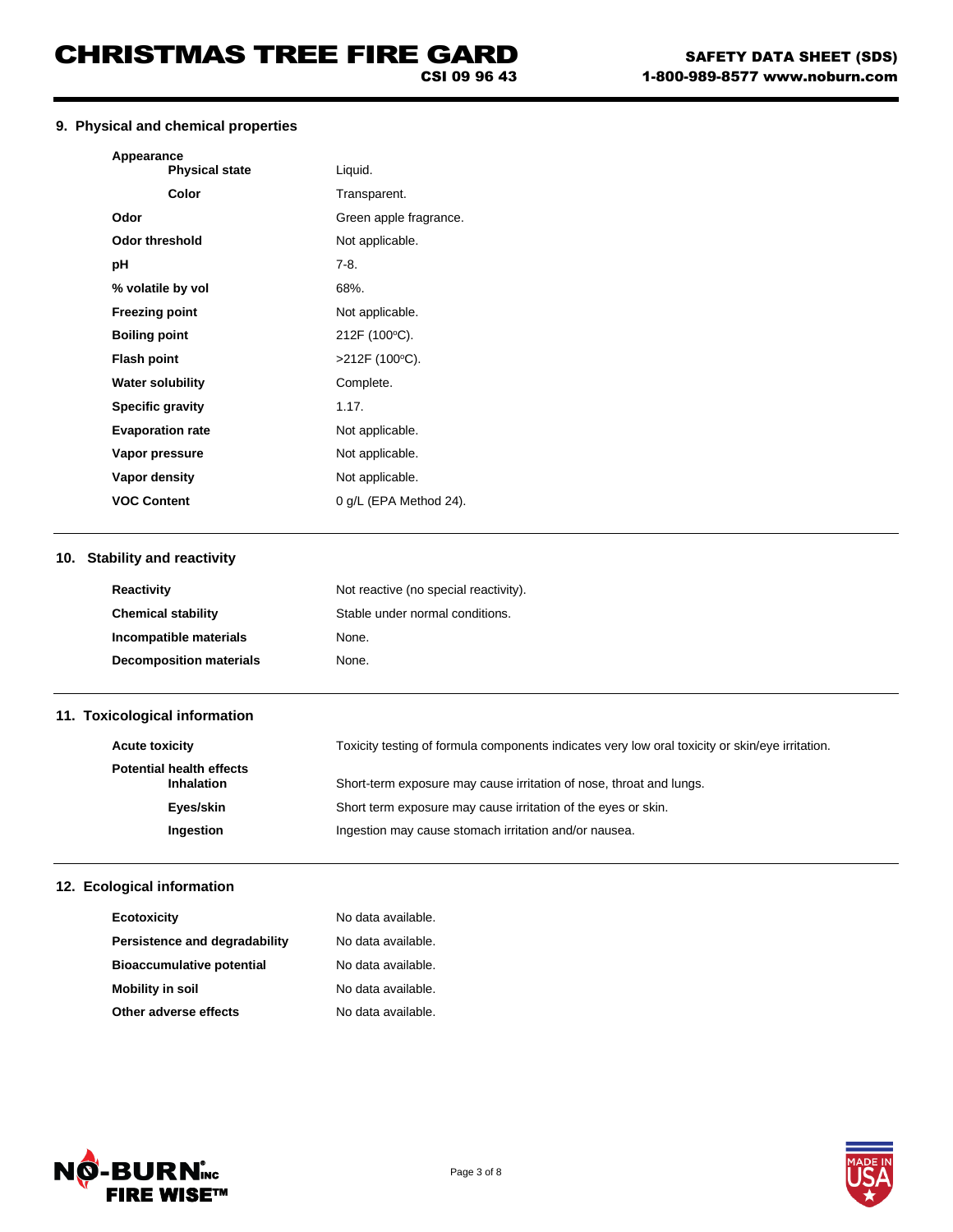## 9. Physical and chemical properties

| Property | Value |
|---|---|
| **Appearance** | |
| **Physical state** | Liquid. |
| **Color** | Transparent. |
| **Odor** | Green apple fragrance. |
| **Odor threshold** | Not applicable. |
| **pH** | 7-8. |
| **% volatile by vol** | 68%. |
| **Freezing point** | Not applicable. |
| **Boiling point** | 212F (100ºC). |
| **Flash point** | >212F (100ºC). |
| **Water solubility** | Complete. |
| **Specific gravity** | 1.17. |
| **Evaporation rate** | Not applicable. |
| **Vapor pressure** | Not applicable. |
| **Vapor density** | Not applicable. |
| **VOC Content** | 0 g/L (EPA Method 24). |

## 10. Stability and reactivity

| Property | Value |
|---|---|
| **Reactivity** | Not reactive (no special reactivity). |
| **Chemical stability** | Stable under normal conditions. |
| **Incompatible materials** | None. |
| **Decomposition materials** | None. |

## 11. Toxicological information

| Property | Value |
|---|---|
| **Acute toxicity** | Toxicity testing of formula components indicates very low oral toxicity or skin/eye irritation. |
| **Potential health effects** | |
| **Inhalation** | Short-term exposure may cause irritation of nose, throat and lungs. |
| **Eyes/skin** | Short term exposure may cause irritation of the eyes or skin. |
| **Ingestion** | Ingestion may cause stomach irritation and/or nausea. |

## 12. Ecological information

| Property | Value |
|---|---|
| **Ecotoxicity** | No data available. |
| **Persistence and degradability** | No data available. |
| **Bioaccumulative potential** | No data available. |
| **Mobility in soil** | No data available. |
| **Other adverse effects** | No data available. |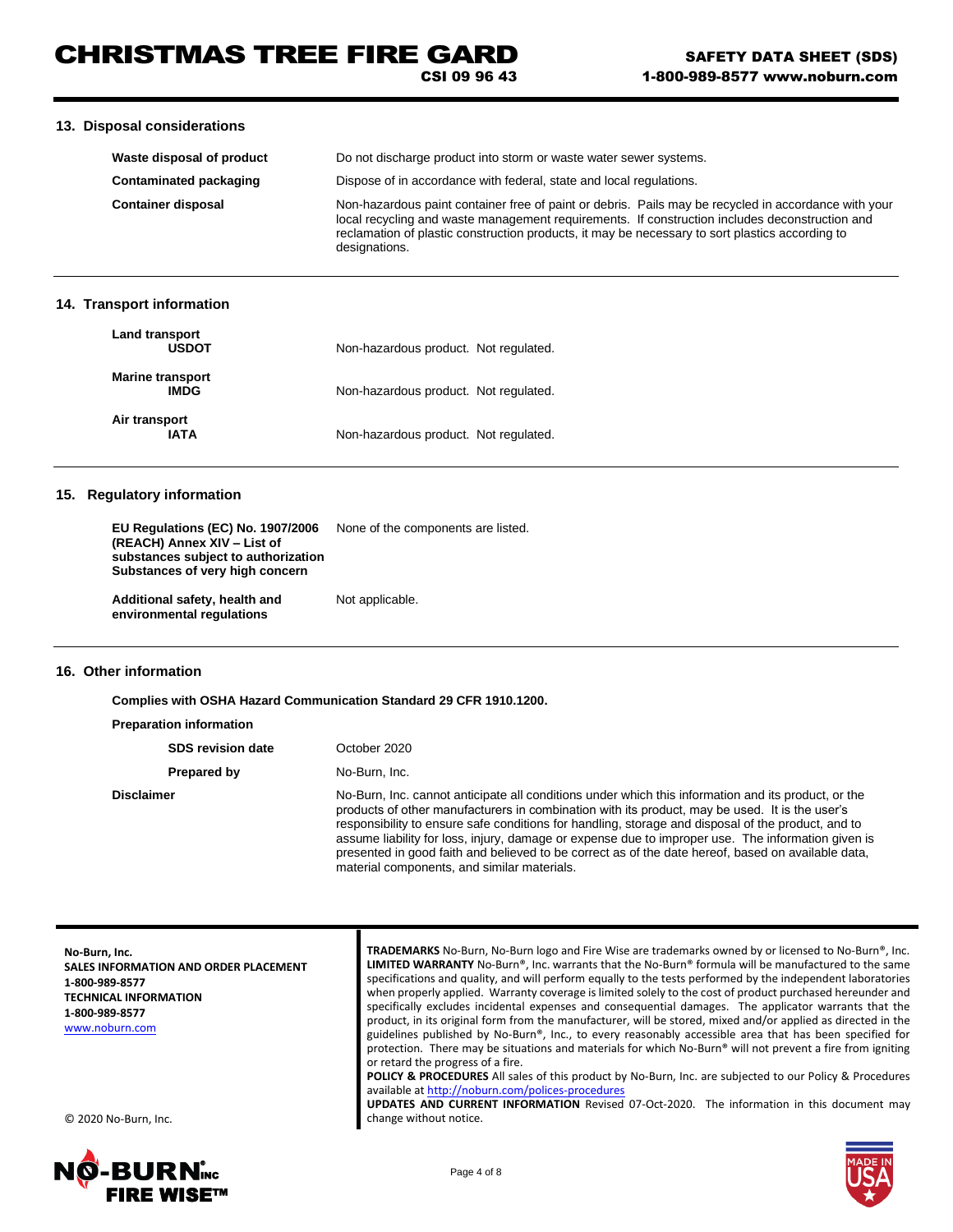## 13. Disposal considerations

| | |
|---|---|
| **Waste disposal of product** | Do not discharge product into storm or waste water sewer systems. |
| **Contaminated packaging** | Dispose of in accordance with federal, state and local regulations. |
| **Container disposal** | Non-hazardous paint container free of paint or debris. Pails may be recycled in accordance with your local recycling and waste management requirements. If construction includes deconstruction and reclamation of plastic construction products, it may be necessary to sort plastics according to designations. |

## 14. Transport information

| | |
|---|---|
| **Land transport** **USDOT** | Non-hazardous product. Not regulated. |
| **Marine transport** **IMDG** | Non-hazardous product. Not regulated. |
| **Air transport** **IATA** | Non-hazardous product. Not regulated. |

## 15. Regulatory information

| | |
|---|---|
| **EU Regulations (EC) No. 1907/2006 (REACH) Annex XIV – List of substances subject to authorization Substances of very high concern** | None of the components are listed. |
| **Additional safety, health and environmental regulations** | Not applicable. |

## 16. Other information

**Complies with OSHA Hazard Communication Standard 29 CFR 1910.1200.**

**Preparation information**

| | |
|---|---|
| **SDS revision date** | October 2020 |
| **Prepared by** | No-Burn, Inc. |
| **Disclaimer** | No-Burn, Inc. cannot anticipate all conditions under which this information and its product, or the products of other manufacturers in combination with its product, may be used. It is the user's responsibility to ensure safe conditions for handling, storage and disposal of the product, and to assume liability for loss, injury, damage or expense due to improper use. The information given is presented in good faith and believed to be correct as of the date hereof, based on available data, material components, and similar materials. |

**No-Burn, Inc.**
**SALES INFORMATION AND ORDER PLACEMENT**
**1-800-989-8577**
**TECHNICAL INFORMATION**
**1-800-989-8577**
www.noburn.com

© 2020 No-Burn, Inc.

**TRADEMARKS** No-Burn, No-Burn logo and Fire Wise are trademarks owned by or licensed to No-Burn®, Inc.
**LIMITED WARRANTY** No-Burn®, Inc. warrants that the No-Burn® formula will be manufactured to the same specifications and quality, and will perform equally to the tests performed by the independent laboratories when properly applied. Warranty coverage is limited solely to the cost of product purchased hereunder and specifically excludes incidental expenses and consequential damages. The applicator warrants that the product, in its original form from the manufacturer, will be stored, mixed and/or applied as directed in the guidelines published by No-Burn®, Inc., to every reasonably accessible area that has been specified for protection. There may be situations and materials for which No-Burn® will not prevent a fire from igniting or retard the progress of a fire.
**POLICY & PROCEDURES** All sales of this product by No-Burn, Inc. are subjected to our Policy & Procedures available at http://noburn.com/polices-procedures
**UPDATES AND CURRENT INFORMATION** Revised 07-Oct-2020. The information in this document may change without notice.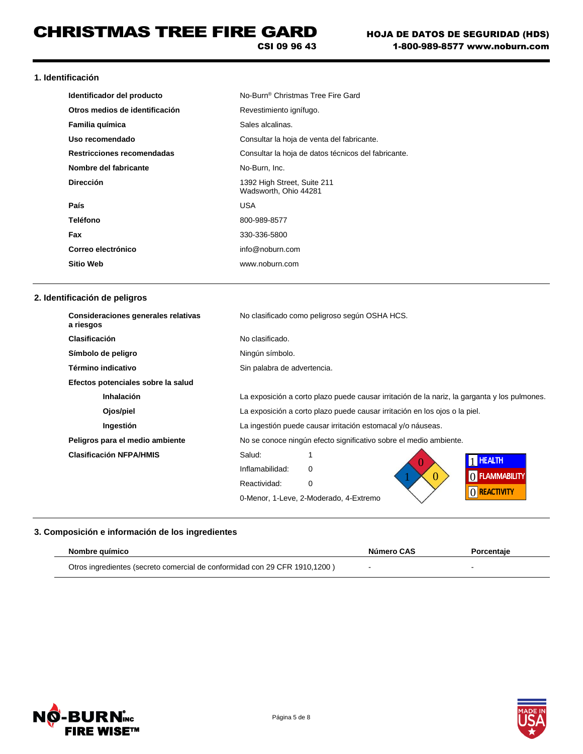# CHRISTMAS TREE FIRE GARD

**CSI 09 96 43**

**HOJA DE DATOS DE SEGURIDAD (HDS)**
**1-800-989-8577 www.noburn.com**

## 1. Identificación

| | |
|---|---|
| **Identificador del producto** | No-Burn® Christmas Tree Fire Gard |
| **Otros medios de identificación** | Revestimiento ignífugo. |
| **Familia química** | Sales alcalinas. |
| **Uso recomendado** | Consultar la hoja de venta del fabricante. |
| **Restricciones recomendadas** | Consultar la hoja de datos técnicos del fabricante. |
| **Nombre del fabricante** | No-Burn, Inc. |
| **Dirección** | 1392 High Street, Suite 211<br>Wadsworth, Ohio 44281 |
| **País** | USA |
| **Teléfono** | 800-989-8577 |
| **Fax** | 330-336-5800 |
| **Correo electrónico** | info@noburn.com |
| **Sitio Web** | www.noburn.com |

## 2. Identificación de peligros

| | |
|---|---|
| **Consideraciones generales relativas a riesgos** | No clasificado como peligroso según OSHA HCS. |
| **Clasificación** | No clasificado. |
| **Símbolo de peligro** | Ningún símbolo. |
| **Término indicativo** | Sin palabra de advertencia. |
| **Efectos potenciales sobre la salud** | |
| **Inhalación** | La exposición a corto plazo puede causar irritación de la nariz, la garganta y los pulmones. |
| **Ojos/piel** | La exposición a corto plazo puede causar irritación en los ojos o la piel. |
| **Ingestión** | La ingestión puede causar irritación estomacal y/o náuseas. |
| **Peligros para el medio ambiente** | No se conoce ningún efecto significativo sobre el medio ambiente. |
| **Clasificación NFPA/HMIS** | Salud: 1<br>Inflamabilidad: 0<br>Reactividad: 0<br>0-Menor, 1-Leve, 2-Moderado, 4-Extremo |

NFPA: 0 (flammability), 1 (health), 0 (reactivity)

HMIS: 1 HEALTH, 0 FLAMMABILITY, 0 REACTIVITY

## 3. Composición e información de los ingredientes

| Nombre químico | Número CAS | Porcentaje |
|---|---|---|
| Otros ingredientes (secreto comercial de conformidad con 29 CFR 1910,1200 ) | - | - |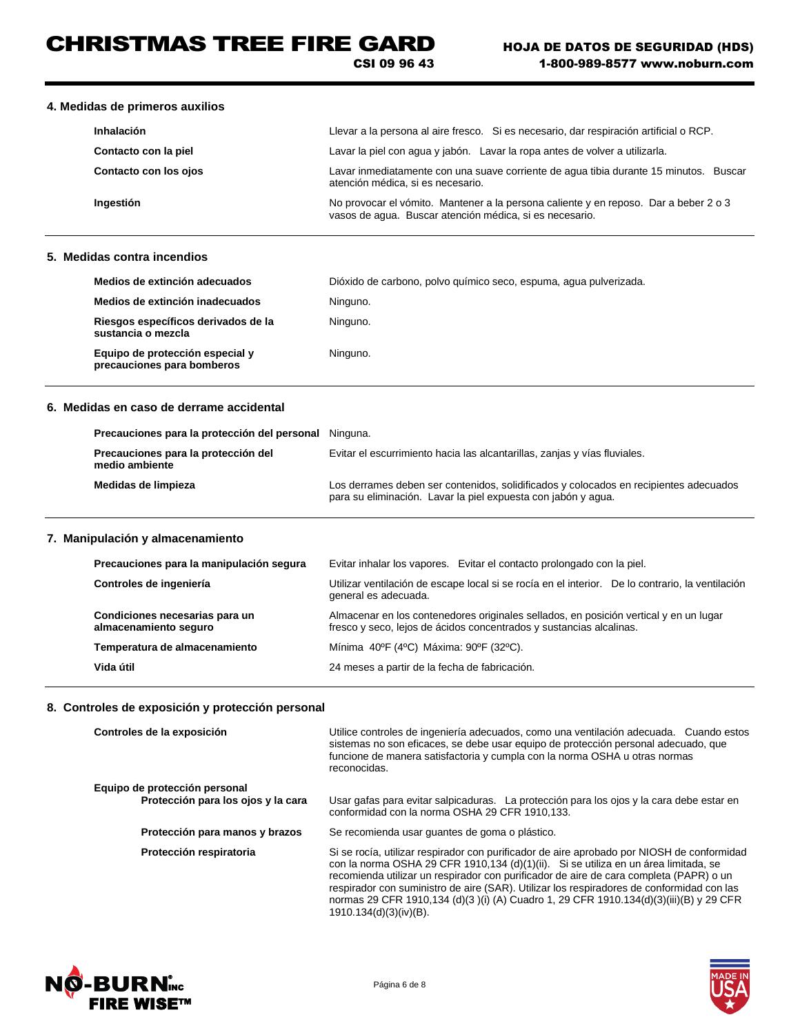## 4. Medidas de primeros auxilios

| | |
|---|---|
| **Inhalación** | Llevar a la persona al aire fresco. Si es necesario, dar respiración artificial o RCP. |
| **Contacto con la piel** | Lavar la piel con agua y jabón. Lavar la ropa antes de volver a utilizarla. |
| **Contacto con los ojos** | Lavar inmediatamente con una suave corriente de agua tibia durante 15 minutos. Buscar atención médica, si es necesario. |
| **Ingestión** | No provocar el vómito. Mantener a la persona caliente y en reposo. Dar a beber 2 o 3 vasos de agua. Buscar atención médica, si es necesario. |

## 5. Medidas contra incendios

| | |
|---|---|
| **Medios de extinción adecuados** | Dióxido de carbono, polvo químico seco, espuma, agua pulverizada. |
| **Medios de extinción inadecuados** | Ninguno. |
| **Riesgos específicos derivados de la sustancia o mezcla** | Ninguno. |
| **Equipo de protección especial y precauciones para bomberos** | Ninguno. |

## 6. Medidas en caso de derrame accidental

| | |
|---|---|
| **Precauciones para la protección del personal** | Ninguna. |
| **Precauciones para la protección del medio ambiente** | Evitar el escurrimiento hacia las alcantarillas, zanjas y vías fluviales. |
| **Medidas de limpieza** | Los derrames deben ser contenidos, solidificados y colocados en recipientes adecuados para su eliminación. Lavar la piel expuesta con jabón y agua. |

## 7. Manipulación y almacenamiento

| | |
|---|---|
| **Precauciones para la manipulación segura** | Evitar inhalar los vapores. Evitar el contacto prolongado con la piel. |
| **Controles de ingeniería** | Utilizar ventilación de escape local si se rocía en el interior. De lo contrario, la ventilación general es adecuada. |
| **Condiciones necesarias para un almacenamiento seguro** | Almacenar en los contenedores originales sellados, en posición vertical y en un lugar fresco y seco, lejos de ácidos concentrados y sustancias alcalinas. |
| **Temperatura de almacenamiento** | Mínima 40ºF (4ºC) Máxima: 90ºF (32ºC). |
| **Vida útil** | 24 meses a partir de la fecha de fabricación. |

## 8. Controles de exposición y protección personal

| | |
|---|---|
| **Controles de la exposición** | Utilice controles de ingeniería adecuados, como una ventilación adecuada. Cuando estos sistemas no son eficaces, se debe usar equipo de protección personal adecuado, que funcione de manera satisfactoria y cumpla con la norma OSHA u otras normas reconocidas. |
| **Equipo de protección personal** | |
| **Protección para los ojos y la cara** | Usar gafas para evitar salpicaduras. La protección para los ojos y la cara debe estar en conformidad con la norma OSHA 29 CFR 1910,133. |
| **Protección para manos y brazos** | Se recomienda usar guantes de goma o plástico. |
| **Protección respiratoria** | Si se rocía, utilizar respirador con purificador de aire aprobado por NIOSH de conformidad con la norma OSHA 29 CFR 1910,134 (d)(1)(ii). Si se utiliza en un área limitada, se recomienda utilizar un respirador con purificador de aire de cara completa (PAPR) o un respirador con suministro de aire (SAR). Utilizar los respiradores de conformidad con las normas 29 CFR 1910,134 (d)(3 )(i) (A) Cuadro 1, 29 CFR 1910.134(d)(3)(iii)(B) y 29 CFR 1910.134(d)(3)(iv)(B). |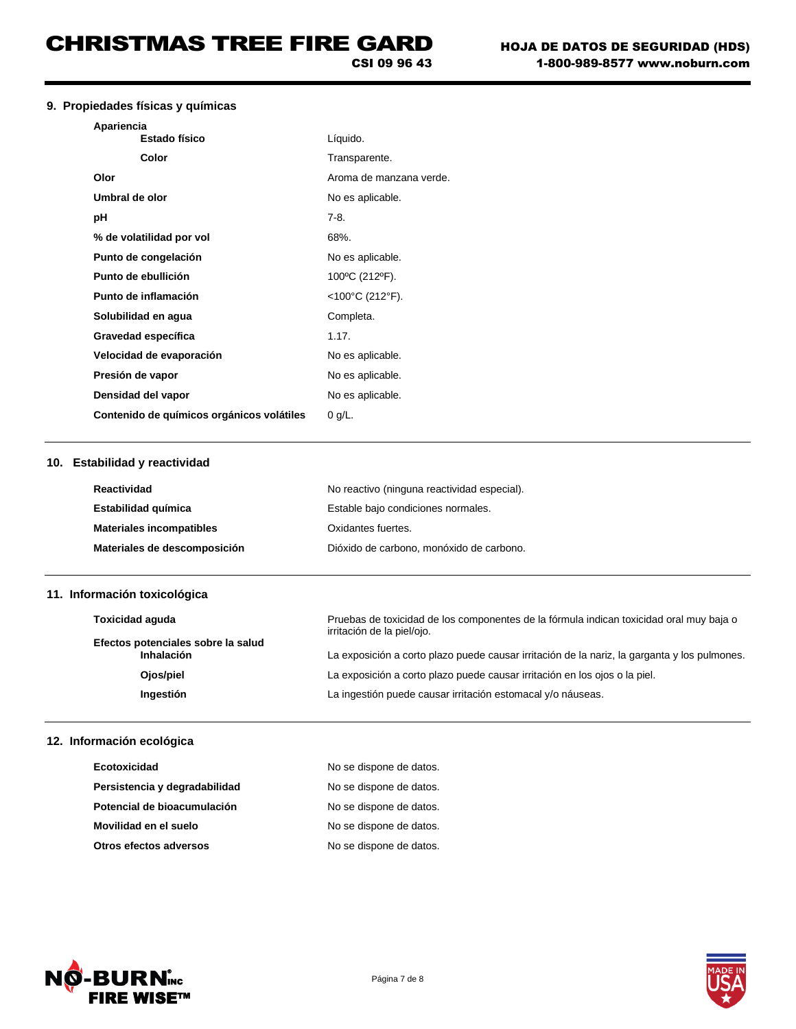## 9. Propiedades físicas y químicas

| Propiedad | Valor |
|---|---|
| **Apariencia** | |
| **Estado físico** | Líquido. |
| **Color** | Transparente. |
| **Olor** | Aroma de manzana verde. |
| **Umbral de olor** | No es aplicable. |
| **pH** | 7-8. |
| **% de volatilidad por vol** | 68%. |
| **Punto de congelación** | No es aplicable. |
| **Punto de ebullición** | 100ºC (212ºF). |
| **Punto de inflamación** | <100°C (212°F). |
| **Solubilidad en agua** | Completa. |
| **Gravedad específica** | 1.17. |
| **Velocidad de evaporación** | No es aplicable. |
| **Presión de vapor** | No es aplicable. |
| **Densidad del vapor** | No es aplicable. |
| **Contenido de químicos orgánicos volátiles** | 0 g/L. |

## 10. Estabilidad y reactividad

| Propiedad | Valor |
|---|---|
| **Reactividad** | No reactivo (ninguna reactividad especial). |
| **Estabilidad química** | Estable bajo condiciones normales. |
| **Materiales incompatibles** | Oxidantes fuertes. |
| **Materiales de descomposición** | Dióxido de carbono, monóxido de carbono. |

## 11. Información toxicológica

| Propiedad | Valor |
|---|---|
| **Toxicidad aguda** | Pruebas de toxicidad de los componentes de la fórmula indican toxicidad oral muy baja o irritación de la piel/ojo. |
| **Efectos potenciales sobre la salud** | |
| **Inhalación** | La exposición a corto plazo puede causar irritación de la nariz, la garganta y los pulmones. |
| **Ojos/piel** | La exposición a corto plazo puede causar irritación en los ojos o la piel. |
| **Ingestión** | La ingestión puede causar irritación estomacal y/o náuseas. |

## 12. Información ecológica

| Propiedad | Valor |
|---|---|
| **Ecotoxicidad** | No se dispone de datos. |
| **Persistencia y degradabilidad** | No se dispone de datos. |
| **Potencial de bioacumulación** | No se dispone de datos. |
| **Movilidad en el suelo** | No se dispone de datos. |
| **Otros efectos adversos** | No se dispone de datos. |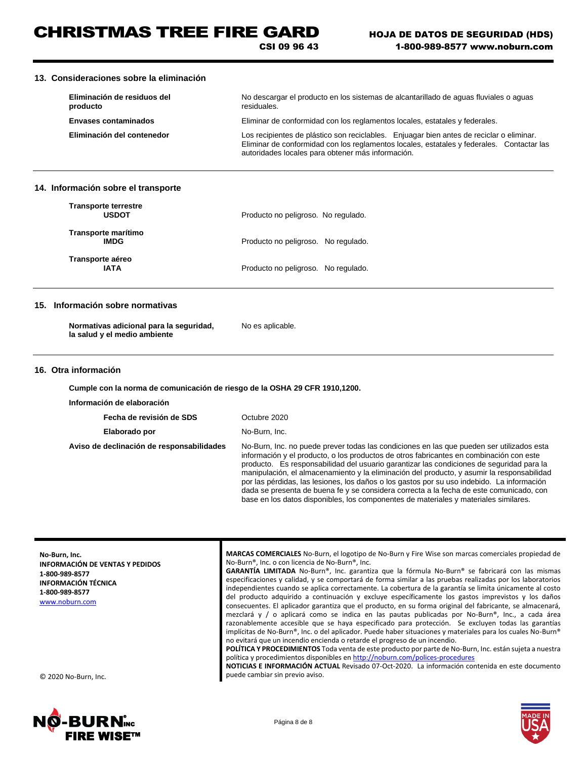## 13. Consideraciones sobre la eliminación

| | |
|---|---|
| **Eliminación de residuos del producto** | No descargar el producto en los sistemas de alcantarillado de aguas fluviales o aguas residuales. |
| **Envases contaminados** | Eliminar de conformidad con los reglamentos locales, estatales y federales. |
| **Eliminación del contenedor** | Los recipientes de plástico son reciclables. Enjuagar bien antes de reciclar o eliminar. Eliminar de conformidad con los reglamentos locales, estatales y federales. Contactar las autoridades locales para obtener más información. |

## 14. Información sobre el transporte

| | |
|---|---|
| **Transporte terrestre USDOT** | Producto no peligroso. No regulado. |
| **Transporte marítimo IMDG** | Producto no peligroso. No regulado. |
| **Transporte aéreo IATA** | Producto no peligroso. No regulado. |

## 15. Información sobre normativas

| | |
|---|---|
| **Normativas adicional para la seguridad, la salud y el medio ambiente** | No es aplicable. |

## 16. Otra información

**Cumple con la norma de comunicación de riesgo de la OSHA 29 CFR 1910,1200.**

**Información de elaboración**

| | |
|---|---|
| **Fecha de revisión de SDS** | Octubre 2020 |
| **Elaborado por** | No-Burn, Inc. |
| **Aviso de declinación de responsabilidades** | No-Burn, Inc. no puede prever todas las condiciones en las que pueden ser utilizados esta información y el producto, o los productos de otros fabricantes en combinación con este producto. Es responsabilidad del usuario garantizar las condiciones de seguridad para la manipulación, el almacenamiento y la eliminación del producto, y asumir la responsabilidad por las pérdidas, las lesiones, los daños o los gastos por su uso indebido. La información dada se presenta de buena fe y se considera correcta a la fecha de este comunicado, con base en los datos disponibles, los componentes de materiales y materiales similares. |

**No-Burn, Inc.**
**INFORMACIÓN DE VENTAS Y PEDIDOS**
**1-800-989-8577**
**INFORMACIÓN TÉCNICA**
**1-800-989-8577**
www.noburn.com

© 2020 No-Burn, Inc.

**MARCAS COMERCIALES** No-Burn, el logotipo de No-Burn y Fire Wise son marcas comerciales propiedad de No-Burn®, Inc. o con licencia de No-Burn®, Inc.
**GARANTÍA LIMITADA** No-Burn®, Inc. garantiza que la fórmula No-Burn® se fabricará con las mismas especificaciones y calidad, y se comportará de forma similar a las pruebas realizadas por los laboratorios independientes cuando se aplica correctamente. La cobertura de la garantía se limita únicamente al costo del producto adquirido a continuación y excluye específicamente los gastos imprevistos y los daños consecuentes. El aplicador garantiza que el producto, en su forma original del fabricante, se almacenará, mezclará y / o aplicará como se indica en las pautas publicadas por No-Burn®, Inc., a cada área razonablemente accesible que se haya especificado para protección. Se excluyen todas las garantías implícitas de No-Burn®, Inc. o del aplicador. Puede haber situaciones y materiales para los cuales No-Burn® no evitará que un incendio encienda o retarde el progreso de un incendio.
**POLÍTICA Y PROCEDIMIENTOS** Toda venta de este producto por parte de No-Burn, Inc. están sujeta a nuestra política y procedimientos disponibles en http://noburn.com/polices-procedures
**NOTICIAS E INFORMACIÓN ACTUAL** Revisado 07-Oct-2020. La información contenida en este documento puede cambiar sin previo aviso.